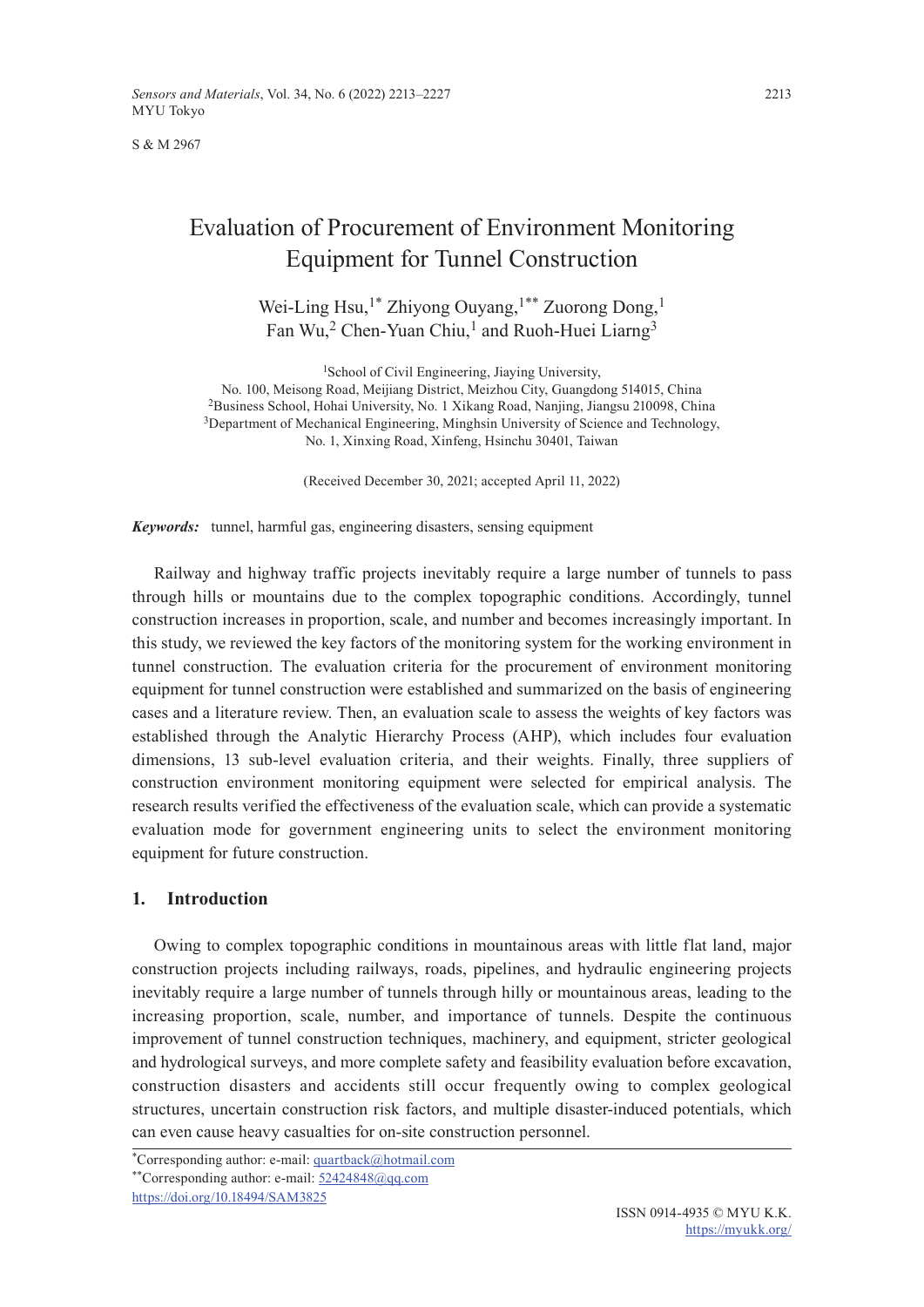S & M 2967

# Evaluation of Procurement of Environment Monitoring Equipment for Tunnel Construction

Wei-Ling Hsu,[1*] Zhiyong Ouyang,[1**] Zuorong Dong,[1] Fan Wu,[2] Chen-Yuan Chiu,[1] and Ruoh-Huei Liarng[3]

[1]School of Civil Engineering, Jiaying University, No. 100, Meisong Road, Meijiang District, Meizhou City, Guangdong 514015, China

[2]Business School, Hohai University, No. 1 Xikang Road, Nanjing, Jiangsu 210098, China

[3]Department of Mechanical Engineering, Minghsin University of Science and Technology, No. 1, Xinxing Road, Xinfeng, Hsinchu 30401, Taiwan

(Received December 30, 2021; accepted April 11, 2022)

***Keywords:*** tunnel, harmful gas, engineering disasters, sensing equipment

Railway and highway traffic projects inevitably require a large number of tunnels to pass through hills or mountains due to the complex topographic conditions. Accordingly, tunnel construction increases in proportion, scale, and number and becomes increasingly important. In this study, we reviewed the key factors of the monitoring system for the working environment in tunnel construction. The evaluation criteria for the procurement of environment monitoring equipment for tunnel construction were established and summarized on the basis of engineering cases and a literature review. Then, an evaluation scale to assess the weights of key factors was established through the Analytic Hierarchy Process (AHP), which includes four evaluation dimensions, 13 sub-level evaluation criteria, and their weights. Finally, three suppliers of construction environment monitoring equipment were selected for empirical analysis. The research results verified the effectiveness of the evaluation scale, which can provide a systematic evaluation mode for government engineering units to select the environment monitoring equipment for future construction.

## 1. Introduction

Owing to complex topographic conditions in mountainous areas with little flat land, major construction projects including railways, roads, pipelines, and hydraulic engineering projects inevitably require a large number of tunnels through hilly or mountainous areas, leading to the increasing proportion, scale, number, and importance of tunnels. Despite the continuous improvement of tunnel construction techniques, machinery, and equipment, stricter geological and hydrological surveys, and more complete safety and feasibility evaluation before excavation, construction disasters and accidents still occur frequently owing to complex geological structures, uncertain construction risk factors, and multiple disaster-induced potentials, which can even cause heavy casualties for on-site construction personnel.

*Corresponding author: e-mail: quartback@hotmail.com

**Corresponding author: e-mail: 52424848@qq.com

https://doi.org/10.18494/SAM3825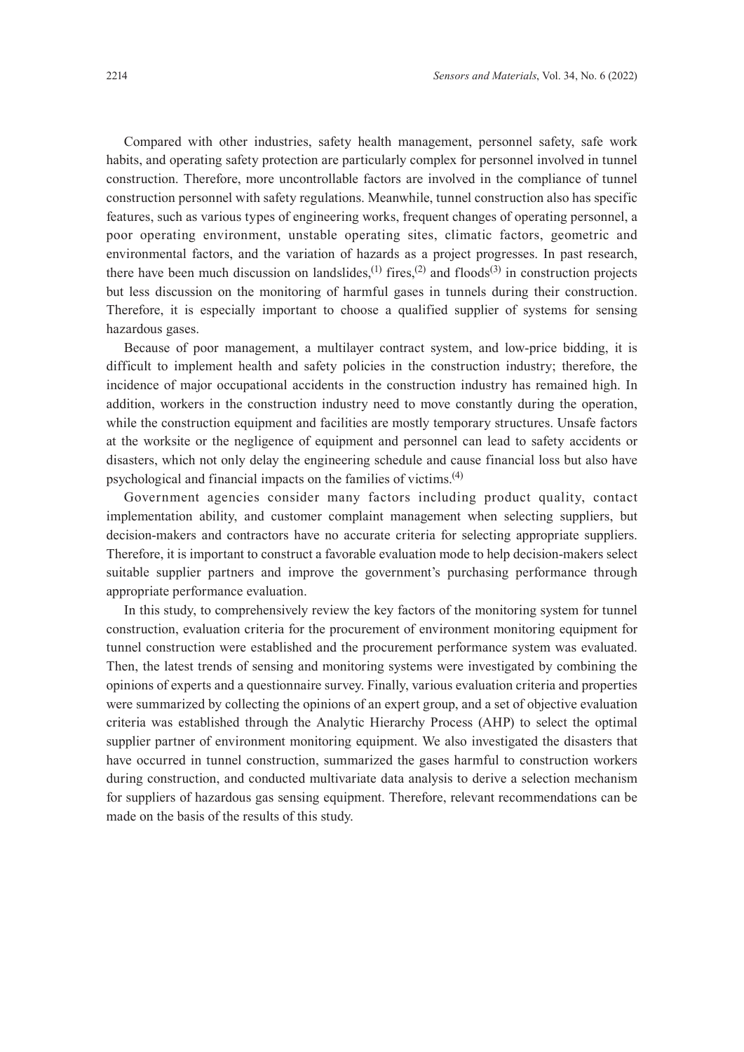Compared with other industries, safety health management, personnel safety, safe work habits, and operating safety protection are particularly complex for personnel involved in tunnel construction. Therefore, more uncontrollable factors are involved in the compliance of tunnel construction personnel with safety regulations. Meanwhile, tunnel construction also has specific features, such as various types of engineering works, frequent changes of operating personnel, a poor operating environment, unstable operating sites, climatic factors, geometric and environmental factors, and the variation of hazards as a project progresses. In past research, there have been much discussion on landslides,[(1)] fires,[(2)] and floods[(3)] in construction projects but less discussion on the monitoring of harmful gases in tunnels during their construction. Therefore, it is especially important to choose a qualified supplier of systems for sensing hazardous gases.

Because of poor management, a multilayer contract system, and low-price bidding, it is difficult to implement health and safety policies in the construction industry; therefore, the incidence of major occupational accidents in the construction industry has remained high. In addition, workers in the construction industry need to move constantly during the operation, while the construction equipment and facilities are mostly temporary structures. Unsafe factors at the worksite or the negligence of equipment and personnel can lead to safety accidents or disasters, which not only delay the engineering schedule and cause financial loss but also have psychological and financial impacts on the families of victims.[(4)]

Government agencies consider many factors including product quality, contact implementation ability, and customer complaint management when selecting suppliers, but decision-makers and contractors have no accurate criteria for selecting appropriate suppliers. Therefore, it is important to construct a favorable evaluation mode to help decision-makers select suitable supplier partners and improve the government's purchasing performance through appropriate performance evaluation.

In this study, to comprehensively review the key factors of the monitoring system for tunnel construction, evaluation criteria for the procurement of environment monitoring equipment for tunnel construction were established and the procurement performance system was evaluated. Then, the latest trends of sensing and monitoring systems were investigated by combining the opinions of experts and a questionnaire survey. Finally, various evaluation criteria and properties were summarized by collecting the opinions of an expert group, and a set of objective evaluation criteria was established through the Analytic Hierarchy Process (AHP) to select the optimal supplier partner of environment monitoring equipment. We also investigated the disasters that have occurred in tunnel construction, summarized the gases harmful to construction workers during construction, and conducted multivariate data analysis to derive a selection mechanism for suppliers of hazardous gas sensing equipment. Therefore, relevant recommendations can be made on the basis of the results of this study.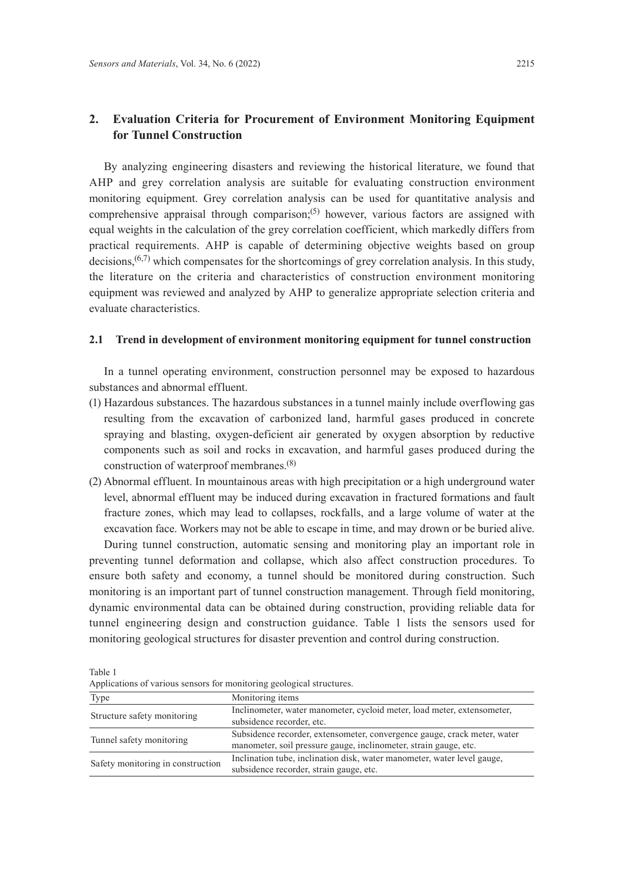## 2. Evaluation Criteria for Procurement of Environment Monitoring Equipment for Tunnel Construction

By analyzing engineering disasters and reviewing the historical literature, we found that AHP and grey correlation analysis are suitable for evaluating construction environment monitoring equipment. Grey correlation analysis can be used for quantitative analysis and comprehensive appraisal through comparison;[5] however, various factors are assigned with equal weights in the calculation of the grey correlation coefficient, which markedly differs from practical requirements. AHP is capable of determining objective weights based on group decisions,[6,7] which compensates for the shortcomings of grey correlation analysis. In this study, the literature on the criteria and characteristics of construction environment monitoring equipment was reviewed and analyzed by AHP to generalize appropriate selection criteria and evaluate characteristics.

### 2.1 Trend in development of environment monitoring equipment for tunnel construction

In a tunnel operating environment, construction personnel may be exposed to hazardous substances and abnormal effluent.

(1) Hazardous substances. The hazardous substances in a tunnel mainly include overflowing gas resulting from the excavation of carbonized land, harmful gases produced in concrete spraying and blasting, oxygen-deficient air generated by oxygen absorption by reductive components such as soil and rocks in excavation, and harmful gases produced during the construction of waterproof membranes.[8]

(2) Abnormal effluent. In mountainous areas with high precipitation or a high underground water level, abnormal effluent may be induced during excavation in fractured formations and fault fracture zones, which may lead to collapses, rockfalls, and a large volume of water at the excavation face. Workers may not be able to escape in time, and may drown or be buried alive.

During tunnel construction, automatic sensing and monitoring play an important role in preventing tunnel deformation and collapse, which also affect construction procedures. To ensure both safety and economy, a tunnel should be monitored during construction. Such monitoring is an important part of tunnel construction management. Through field monitoring, dynamic environmental data can be obtained during construction, providing reliable data for tunnel engineering design and construction guidance. Table 1 lists the sensors used for monitoring geological structures for disaster prevention and control during construction.

Table 1
Applications of various sensors for monitoring geological structures.

| Type | Monitoring items |
|---|---|
| Structure safety monitoring | Inclinometer, water manometer, cycloid meter, load meter, extensometer, subsidence recorder, etc. |
| Tunnel safety monitoring | Subsidence recorder, extensometer, convergence gauge, crack meter, water manometer, soil pressure gauge, inclinometer, strain gauge, etc. |
| Safety monitoring in construction | Inclination tube, inclination disk, water manometer, water level gauge, subsidence recorder, strain gauge, etc. |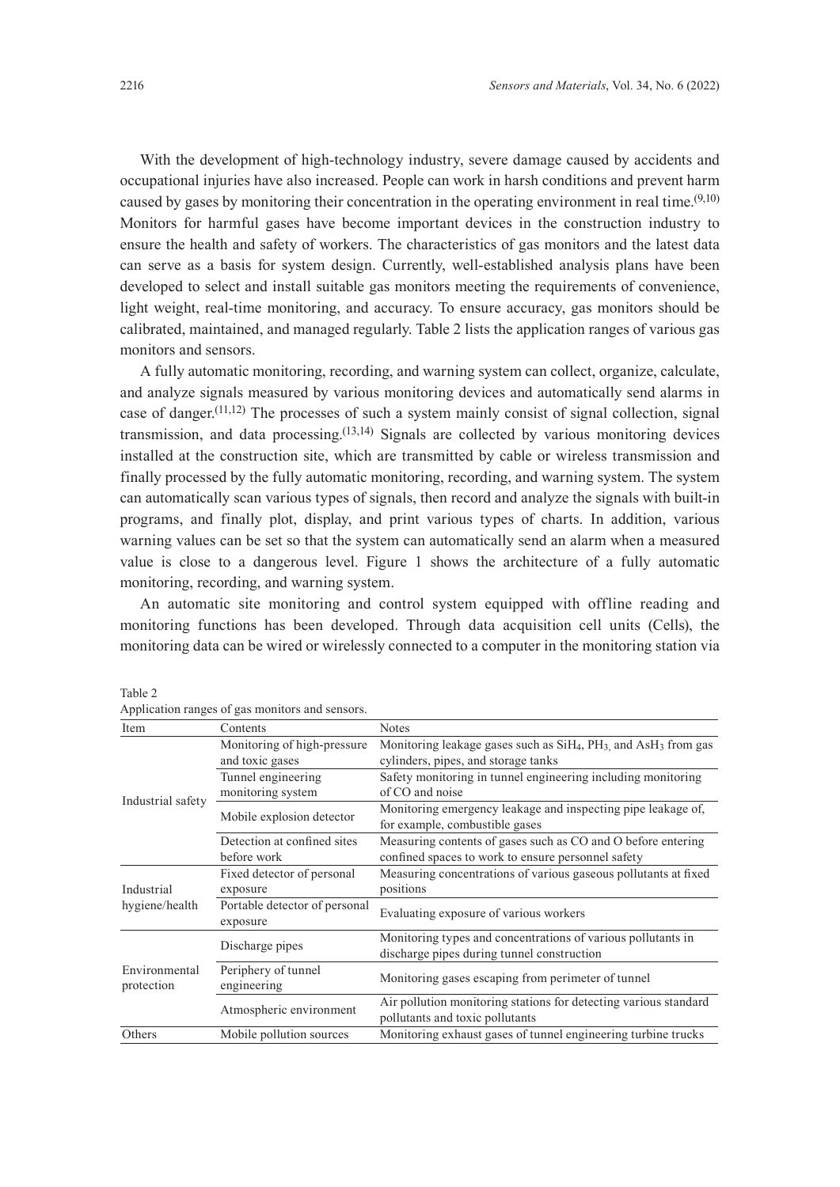With the development of high-technology industry, severe damage caused by accidents and occupational injuries have also increased. People can work in harsh conditions and prevent harm caused by gases by monitoring their concentration in the operating environment in real time.[9,10] Monitors for harmful gases have become important devices in the construction industry to ensure the health and safety of workers. The characteristics of gas monitors and the latest data can serve as a basis for system design. Currently, well-established analysis plans have been developed to select and install suitable gas monitors meeting the requirements of convenience, light weight, real-time monitoring, and accuracy. To ensure accuracy, gas monitors should be calibrated, maintained, and managed regularly. Table 2 lists the application ranges of various gas monitors and sensors.

A fully automatic monitoring, recording, and warning system can collect, organize, calculate, and analyze signals measured by various monitoring devices and automatically send alarms in case of danger.[11,12] The processes of such a system mainly consist of signal collection, signal transmission, and data processing.[13,14] Signals are collected by various monitoring devices installed at the construction site, which are transmitted by cable or wireless transmission and finally processed by the fully automatic monitoring, recording, and warning system. The system can automatically scan various types of signals, then record and analyze the signals with built-in programs, and finally plot, display, and print various types of charts. In addition, various warning values can be set so that the system can automatically send an alarm when a measured value is close to a dangerous level. Figure 1 shows the architecture of a fully automatic monitoring, recording, and warning system.

An automatic site monitoring and control system equipped with offline reading and monitoring functions has been developed. Through data acquisition cell units (Cells), the monitoring data can be wired or wirelessly connected to a computer in the monitoring station via

Table 2
Application ranges of gas monitors and sensors.

| Item | Contents | Notes |
|---|---|---|
| Industrial safety | Monitoring of high-pressure and toxic gases | Monitoring leakage gases such as $SiH_4$, $PH_3$, and $AsH_3$ from gas cylinders, pipes, and storage tanks |
| | Tunnel engineering monitoring system | Safety monitoring in tunnel engineering including monitoring of CO and noise |
| | Mobile explosion detector | Monitoring emergency leakage and inspecting pipe leakage of, for example, combustible gases |
| | Detection at confined sites before work | Measuring contents of gases such as CO and O before entering confined spaces to work to ensure personnel safety |
| Industrial hygiene/health | Fixed detector of personal exposure | Measuring concentrations of various gaseous pollutants at fixed positions |
| | Portable detector of personal exposure | Evaluating exposure of various workers |
| Environmental protection | Discharge pipes | Monitoring types and concentrations of various pollutants in discharge pipes during tunnel construction |
| | Periphery of tunnel engineering | Monitoring gases escaping from perimeter of tunnel |
| | Atmospheric environment | Air pollution monitoring stations for detecting various standard pollutants and toxic pollutants |
| Others | Mobile pollution sources | Monitoring exhaust gases of tunnel engineering turbine trucks |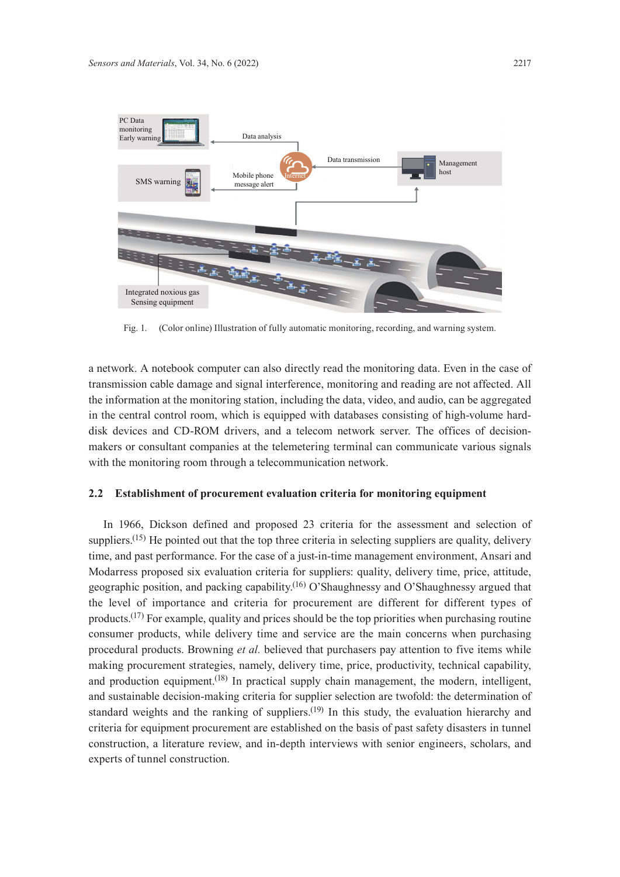Fig. 1. (Color online) Illustration of fully automatic monitoring, recording, and warning system.

a network. A notebook computer can also directly read the monitoring data. Even in the case of transmission cable damage and signal interference, monitoring and reading are not affected. All the information at the monitoring station, including the data, video, and audio, can be aggregated in the central control room, which is equipped with databases consisting of high-volume hard-disk devices and CD-ROM drivers, and a telecom network server. The offices of decision-makers or consultant companies at the telemetering terminal can communicate various signals with the monitoring room through a telecommunication network.

### 2.2 Establishment of procurement evaluation criteria for monitoring equipment

In 1966, Dickson defined and proposed 23 criteria for the assessment and selection of suppliers.(15) He pointed out that the top three criteria in selecting suppliers are quality, delivery time, and past performance. For the case of a just-in-time management environment, Ansari and Modarress proposed six evaluation criteria for suppliers: quality, delivery time, price, attitude, geographic position, and packing capability.(16) O'Shaughnessy and O'Shaughnessy argued that the level of importance and criteria for procurement are different for different types of products.(17) For example, quality and prices should be the top priorities when purchasing routine consumer products, while delivery time and service are the main concerns when purchasing procedural products. Browning *et al.* believed that purchasers pay attention to five items while making procurement strategies, namely, delivery time, price, productivity, technical capability, and production equipment.(18) In practical supply chain management, the modern, intelligent, and sustainable decision-making criteria for supplier selection are twofold: the determination of standard weights and the ranking of suppliers.(19) In this study, the evaluation hierarchy and criteria for equipment procurement are established on the basis of past safety disasters in tunnel construction, a literature review, and in-depth interviews with senior engineers, scholars, and experts of tunnel construction.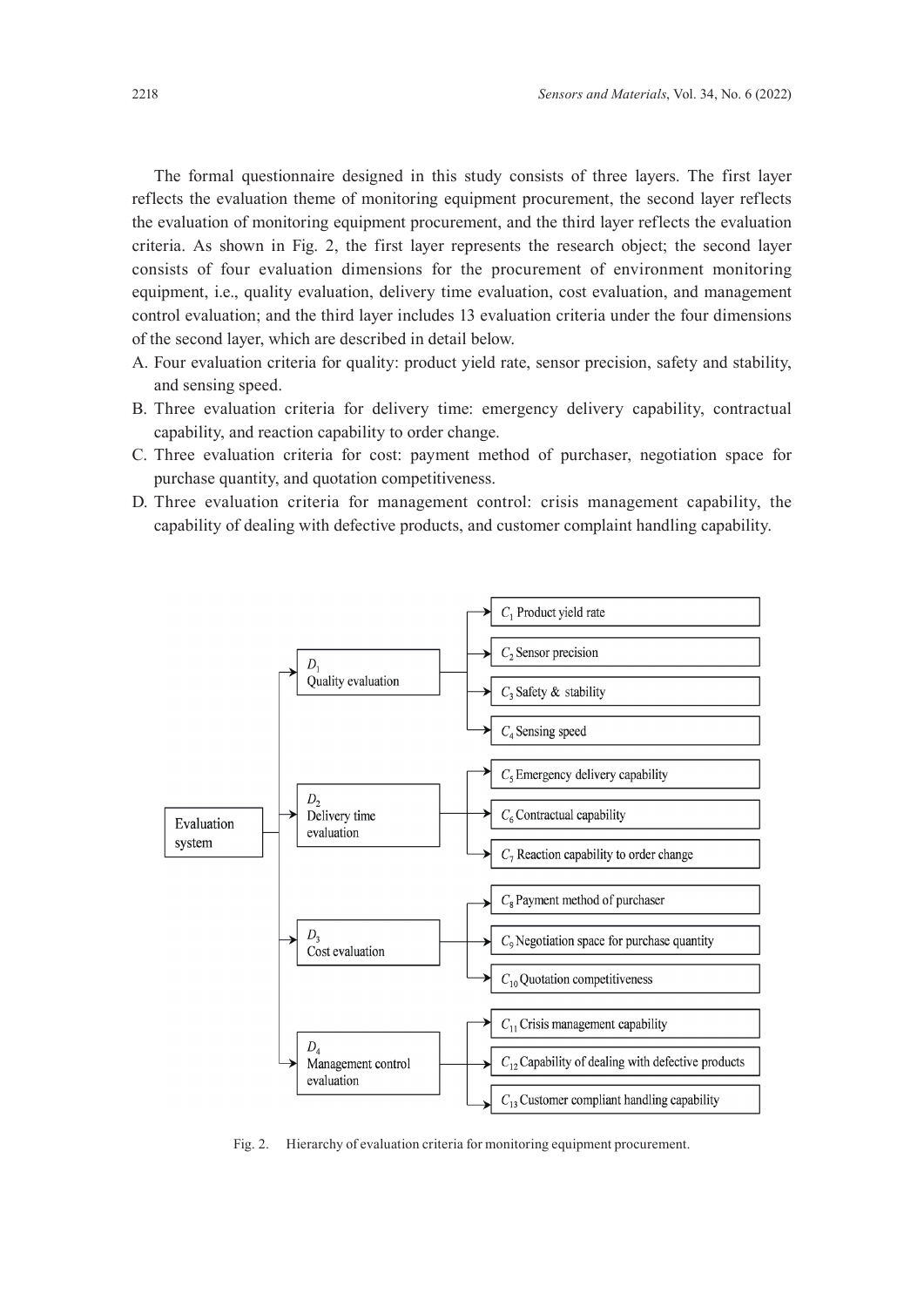The formal questionnaire designed in this study consists of three layers. The first layer reflects the evaluation theme of monitoring equipment procurement, the second layer reflects the evaluation of monitoring equipment procurement, and the third layer reflects the evaluation criteria. As shown in Fig. 2, the first layer represents the research object; the second layer consists of four evaluation dimensions for the procurement of environment monitoring equipment, i.e., quality evaluation, delivery time evaluation, cost evaluation, and management control evaluation; and the third layer includes 13 evaluation criteria under the four dimensions of the second layer, which are described in detail below.

A. Four evaluation criteria for quality: product yield rate, sensor precision, safety and stability, and sensing speed.
B. Three evaluation criteria for delivery time: emergency delivery capability, contractual capability, and reaction capability to order change.
C. Three evaluation criteria for cost: payment method of purchaser, negotiation space for purchase quantity, and quotation competitiveness.
D. Three evaluation criteria for management control: crisis management capability, the capability of dealing with defective products, and customer complaint handling capability.

- Evaluation system
  - $D_1$ Quality evaluation
    - $C_1$ Product yield rate
    - $C_2$ Sensor precision
    - $C_3$ Safety & stability
    - $C_4$ Sensing speed
  - $D_2$ Delivery time evaluation
    - $C_5$ Emergency delivery capability
    - $C_6$ Contractual capability
    - $C_7$ Reaction capability to order change
  - $D_3$ Cost evaluation
    - $C_8$ Payment method of purchaser
    - $C_9$ Negotiation space for purchase quantity
    - $C_{10}$ Quotation competitiveness
  - $D_4$ Management control evaluation
    - $C_{11}$ Crisis management capability
    - $C_{12}$ Capability of dealing with defective products
    - $C_{13}$ Customer compliant handling capability

Fig. 2. Hierarchy of evaluation criteria for monitoring equipment procurement.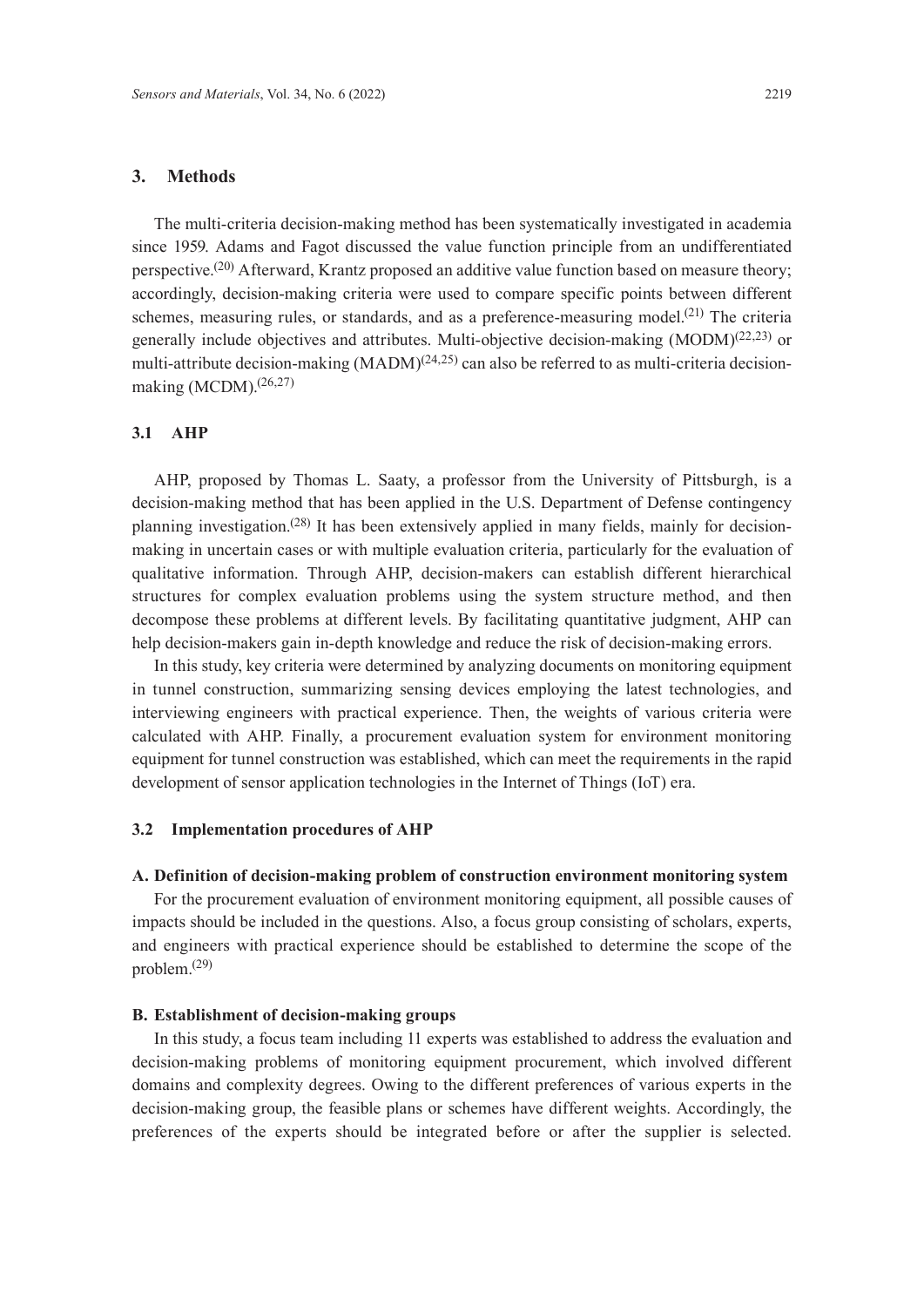## 3. Methods

The multi-criteria decision-making method has been systematically investigated in academia since 1959. Adams and Fagot discussed the value function principle from an undifferentiated perspective.[20] Afterward, Krantz proposed an additive value function based on measure theory; accordingly, decision-making criteria were used to compare specific points between different schemes, measuring rules, or standards, and as a preference-measuring model.[21] The criteria generally include objectives and attributes. Multi-objective decision-making (MODM)[22,23] or multi-attribute decision-making (MADM)[24,25] can also be referred to as multi-criteria decision-making (MCDM).[26,27]

### 3.1 AHP

AHP, proposed by Thomas L. Saaty, a professor from the University of Pittsburgh, is a decision-making method that has been applied in the U.S. Department of Defense contingency planning investigation.[28] It has been extensively applied in many fields, mainly for decision-making in uncertain cases or with multiple evaluation criteria, particularly for the evaluation of qualitative information. Through AHP, decision-makers can establish different hierarchical structures for complex evaluation problems using the system structure method, and then decompose these problems at different levels. By facilitating quantitative judgment, AHP can help decision-makers gain in-depth knowledge and reduce the risk of decision-making errors.

In this study, key criteria were determined by analyzing documents on monitoring equipment in tunnel construction, summarizing sensing devices employing the latest technologies, and interviewing engineers with practical experience. Then, the weights of various criteria were calculated with AHP. Finally, a procurement evaluation system for environment monitoring equipment for tunnel construction was established, which can meet the requirements in the rapid development of sensor application technologies in the Internet of Things (IoT) era.

### 3.2 Implementation procedures of AHP

**A. Definition of decision-making problem of construction environment monitoring system**

For the procurement evaluation of environment monitoring equipment, all possible causes of impacts should be included in the questions. Also, a focus group consisting of scholars, experts, and engineers with practical experience should be established to determine the scope of the problem.[29]

**B. Establishment of decision-making groups**

In this study, a focus team including 11 experts was established to address the evaluation and decision-making problems of monitoring equipment procurement, which involved different domains and complexity degrees. Owing to the different preferences of various experts in the decision-making group, the feasible plans or schemes have different weights. Accordingly, the preferences of the experts should be integrated before or after the supplier is selected.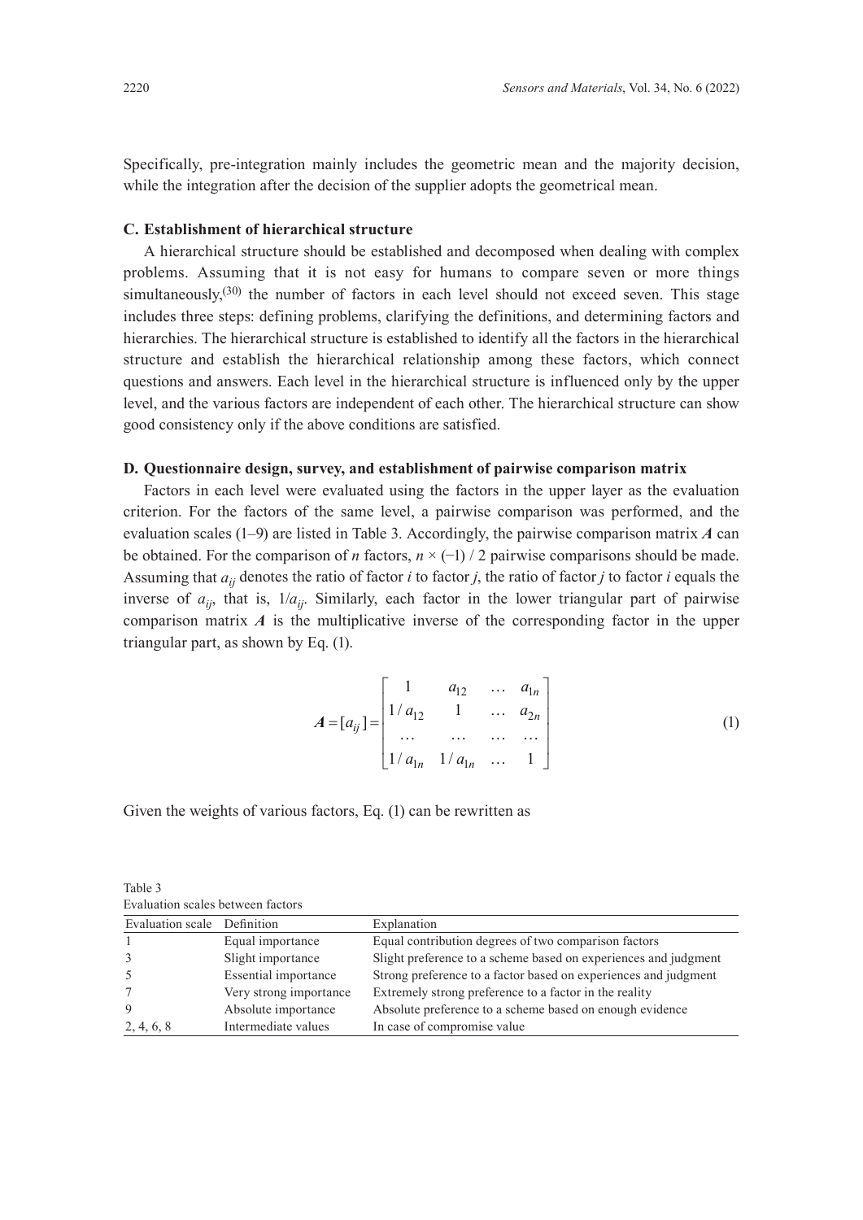Specifically, pre-integration mainly includes the geometric mean and the majority decision, while the integration after the decision of the supplier adopts the geometrical mean.

### C. Establishment of hierarchical structure

A hierarchical structure should be established and decomposed when dealing with complex problems. Assuming that it is not easy for humans to compare seven or more things simultaneously,[30] the number of factors in each level should not exceed seven. This stage includes three steps: defining problems, clarifying the definitions, and determining factors and hierarchies. The hierarchical structure is established to identify all the factors in the hierarchical structure and establish the hierarchical relationship among these factors, which connect questions and answers. Each level in the hierarchical structure is influenced only by the upper level, and the various factors are independent of each other. The hierarchical structure can show good consistency only if the above conditions are satisfied.

### D. Questionnaire design, survey, and establishment of pairwise comparison matrix

Factors in each level were evaluated using the factors in the upper layer as the evaluation criterion. For the factors of the same level, a pairwise comparison was performed, and the evaluation scales (1–9) are listed in Table 3. Accordingly, the pairwise comparison matrix $\boldsymbol{A}$ can be obtained. For the comparison of $n$ factors, $n \times (-1) / 2$ pairwise comparisons should be made. Assuming that $a_{ij}$ denotes the ratio of factor $i$ to factor $j$, the ratio of factor $j$ to factor $i$ equals the inverse of $a_{ij}$, that is, $1/a_{ij}$. Similarly, each factor in the lower triangular part of pairwise comparison matrix $\boldsymbol{A}$ is the multiplicative inverse of the corresponding factor in the upper triangular part, as shown by Eq. (1).

$$\boldsymbol{A} = [a_{ij}] = \begin{bmatrix} 1 & a_{12} & \dots & a_{1n} \\ 1/a_{12} & 1 & \dots & a_{2n} \\ \dots & \dots & \dots & \dots \\ 1/a_{1n} & 1/a_{1n} & \dots & 1 \end{bmatrix} \tag{1}$$

Given the weights of various factors, Eq. (1) can be rewritten as

Table 3
Evaluation scales between factors

| Evaluation scale | Definition | Explanation |
|---|---|---|
| 1 | Equal importance | Equal contribution degrees of two comparison factors |
| 3 | Slight importance | Slight preference to a scheme based on experiences and judgment |
| 5 | Essential importance | Strong preference to a factor based on experiences and judgment |
| 7 | Very strong importance | Extremely strong preference to a factor in the reality |
| 9 | Absolute importance | Absolute preference to a scheme based on enough evidence |
| 2, 4, 6, 8 | Intermediate values | In case of compromise value |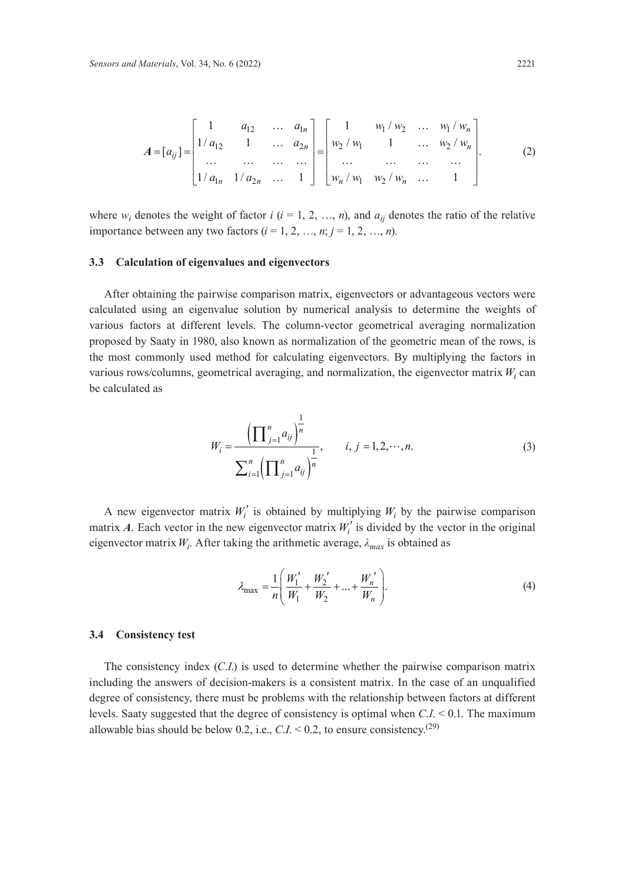$$A = [a_{ij}] = \begin{bmatrix} 1 & a_{12} & \dots & a_{1n} \\ 1/a_{12} & 1 & \dots & a_{2n} \\ \dots & \dots & \dots & \dots \\ 1/a_{1n} & 1/a_{2n} & \dots & 1 \end{bmatrix} = \begin{bmatrix} 1 & w_1/w_2 & \dots & w_1/w_n \\ w_2/w_1 & 1 & \dots & w_2/w_n \\ \dots & \dots & \dots & \dots \\ w_n/w_1 & w_2/w_n & \dots & 1 \end{bmatrix}. \quad (2)$$

where $w_i$ denotes the weight of factor $i$ ($i$ = 1, 2, …, $n$), and $a_{ij}$ denotes the ratio of the relative importance between any two factors ($i$ = 1, 2, …, $n$; $j$ = 1, 2, …, $n$).

### 3.3 Calculation of eigenvalues and eigenvectors

After obtaining the pairwise comparison matrix, eigenvectors or advantageous vectors were calculated using an eigenvalue solution by numerical analysis to determine the weights of various factors at different levels. The column-vector geometrical averaging normalization proposed by Saaty in 1980, also known as normalization of the geometric mean of the rows, is the most commonly used method for calculating eigenvectors. By multiplying the factors in various rows/columns, geometrical averaging, and normalization, the eigenvector matrix $W_i$ can be calculated as

$$W_i = \frac{\left(\prod_{j=1}^{n} a_{ij}\right)^{\frac{1}{n}}}{\sum_{i=1}^{n}\left(\prod_{j=1}^{n} a_{ij}\right)^{\frac{1}{n}}}, \qquad i, j = 1, 2, \cdots, n. \quad (3)$$

A new eigenvector matrix $W_i'$ is obtained by multiplying $W_i$ by the pairwise comparison matrix $A$. Each vector in the new eigenvector matrix $W_i'$ is divided by the vector in the original eigenvector matrix $W_i$. After taking the arithmetic average, $\lambda_{max}$ is obtained as

$$\lambda_{\max} = \frac{1}{n}\left(\frac{W_1'}{W_1} + \frac{W_2'}{W_2} + \dots + \frac{W_n'}{W_n}\right). \quad (4)$$

### 3.4 Consistency test

The consistency index ($C.I.$) is used to determine whether the pairwise comparison matrix including the answers of decision-makers is a consistent matrix. In the case of an unqualified degree of consistency, there must be problems with the relationship between factors at different levels. Saaty suggested that the degree of consistency is optimal when $C.I. < 0.1$. The maximum allowable bias should be below 0.2, i.e., $C.I. < 0.2$, to ensure consistency.[29]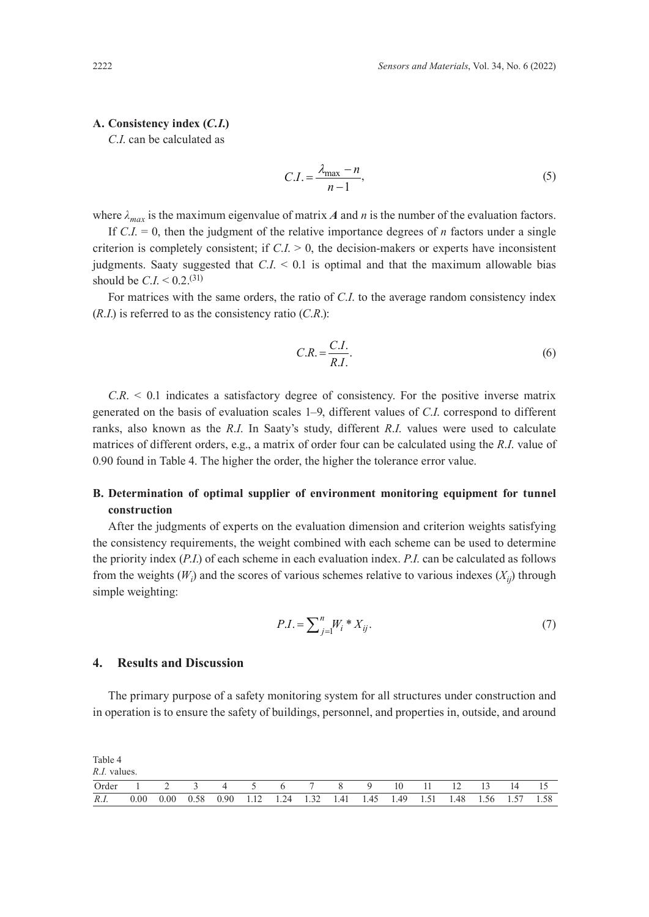### A. Consistency index (*C.I.*)

*C.I.* can be calculated as

$$C.I. = \frac{\lambda_{\max} - n}{n - 1}, \tag{5}$$

where $\lambda_{max}$ is the maximum eigenvalue of matrix $\boldsymbol{A}$ and $n$ is the number of the evaluation factors.

If $C.I. = 0$, then the judgment of the relative importance degrees of $n$ factors under a single criterion is completely consistent; if $C.I. > 0$, the decision-makers or experts have inconsistent judgments. Saaty suggested that $C.I. < 0.1$ is optimal and that the maximum allowable bias should be $C.I. < 0.2$.[31]

For matrices with the same orders, the ratio of *C.I.* to the average random consistency index (*R.I.*) is referred to as the consistency ratio (*C.R.*):

$$C.R. = \frac{C.I.}{R.I.}. \tag{6}$$

$C.R. < 0.1$ indicates a satisfactory degree of consistency. For the positive inverse matrix generated on the basis of evaluation scales 1–9, different values of *C.I.* correspond to different ranks, also known as the *R.I.* In Saaty's study, different *R.I.* values were used to calculate matrices of different orders, e.g., a matrix of order four can be calculated using the *R.I.* value of 0.90 found in Table 4. The higher the order, the higher the tolerance error value.

### B. Determination of optimal supplier of environment monitoring equipment for tunnel construction

After the judgments of experts on the evaluation dimension and criterion weights satisfying the consistency requirements, the weight combined with each scheme can be used to determine the priority index (*P.I.*) of each scheme in each evaluation index. *P.I.* can be calculated as follows from the weights ($W_i$) and the scores of various schemes relative to various indexes ($X_{ij}$) through simple weighting:

$$P.I. = \sum_{j=1}^{n} W_i * X_{ij}. \tag{7}$$

## 4. Results and Discussion

The primary purpose of a safety monitoring system for all structures under construction and in operation is to ensure the safety of buildings, personnel, and properties in, outside, and around

Table 4
*R.I.* values.

| Order | 1 | 2 | 3 | 4 | 5 | 6 | 7 | 8 | 9 | 10 | 11 | 12 | 13 | 14 | 15 |
|---|---|---|---|---|---|---|---|---|---|---|---|---|---|---|---|
| *R.I.* | 0.00 | 0.00 | 0.58 | 0.90 | 1.12 | 1.24 | 1.32 | 1.41 | 1.45 | 1.49 | 1.51 | 1.48 | 1.56 | 1.57 | 1.58 |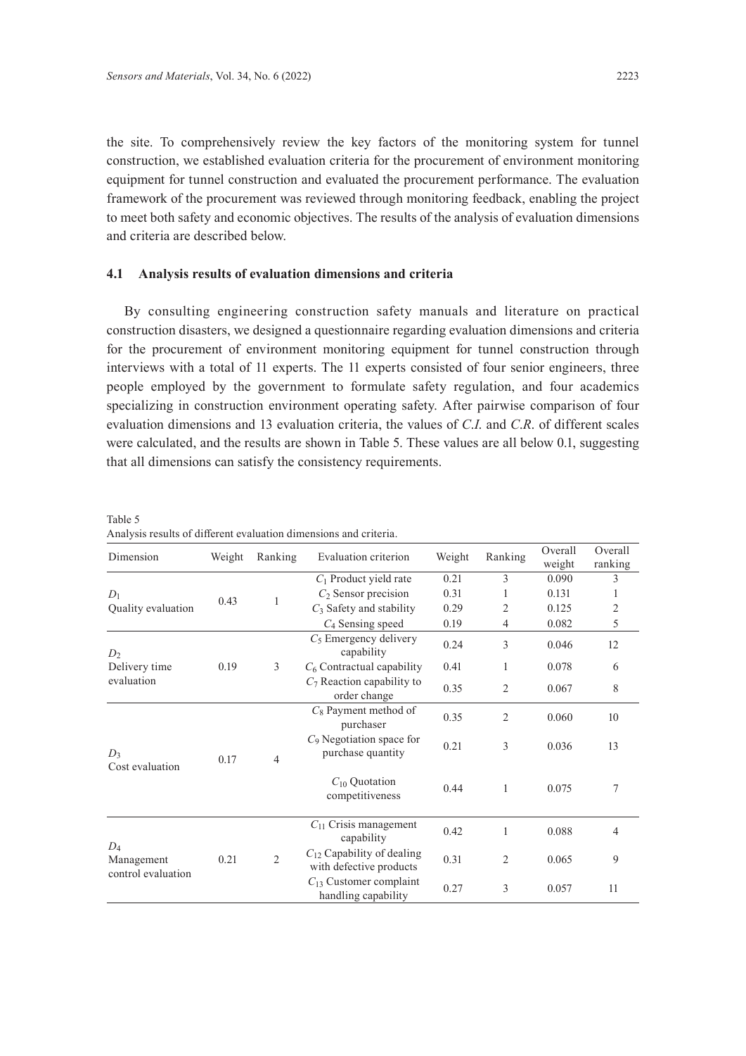the site. To comprehensively review the key factors of the monitoring system for tunnel construction, we established evaluation criteria for the procurement of environment monitoring equipment for tunnel construction and evaluated the procurement performance. The evaluation framework of the procurement was reviewed through monitoring feedback, enabling the project to meet both safety and economic objectives. The results of the analysis of evaluation dimensions and criteria are described below.

### 4.1 Analysis results of evaluation dimensions and criteria

By consulting engineering construction safety manuals and literature on practical construction disasters, we designed a questionnaire regarding evaluation dimensions and criteria for the procurement of environment monitoring equipment for tunnel construction through interviews with a total of 11 experts. The 11 experts consisted of four senior engineers, three people employed by the government to formulate safety regulation, and four academics specializing in construction environment operating safety. After pairwise comparison of four evaluation dimensions and 13 evaluation criteria, the values of *C.I.* and *C.R.* of different scales were calculated, and the results are shown in Table 5. These values are all below 0.1, suggesting that all dimensions can satisfy the consistency requirements.

Table 5
Analysis results of different evaluation dimensions and criteria.

| Dimension | Weight | Ranking | Evaluation criterion | Weight | Ranking | Overall weight | Overall ranking |
|---|---|---|---|---|---|---|---|
| $D_1$ Quality evaluation | 0.43 | 1 | $C_1$ Product yield rate | 0.21 | 3 | 0.090 | 3 |
| | | | $C_2$ Sensor precision | 0.31 | 1 | 0.131 | 1 |
| | | | $C_3$ Safety and stability | 0.29 | 2 | 0.125 | 2 |
| | | | $C_4$ Sensing speed | 0.19 | 4 | 0.082 | 5 |
| $D_2$ Delivery time evaluation | 0.19 | 3 | $C_5$ Emergency delivery capability | 0.24 | 3 | 0.046 | 12 |
| | | | $C_6$ Contractual capability | 0.41 | 1 | 0.078 | 6 |
| | | | $C_7$ Reaction capability to order change | 0.35 | 2 | 0.067 | 8 |
| $D_3$ Cost evaluation | 0.17 | 4 | $C_8$ Payment method of purchaser | 0.35 | 2 | 0.060 | 10 |
| | | | $C_9$ Negotiation space for purchase quantity | 0.21 | 3 | 0.036 | 13 |
| | | | $C_{10}$ Quotation competitiveness | 0.44 | 1 | 0.075 | 7 |
| $D_4$ Management control evaluation | 0.21 | 2 | $C_{11}$ Crisis management capability | 0.42 | 1 | 0.088 | 4 |
| | | | $C_{12}$ Capability of dealing with defective products | 0.31 | 2 | 0.065 | 9 |
| | | | $C_{13}$ Customer complaint handling capability | 0.27 | 3 | 0.057 | 11 |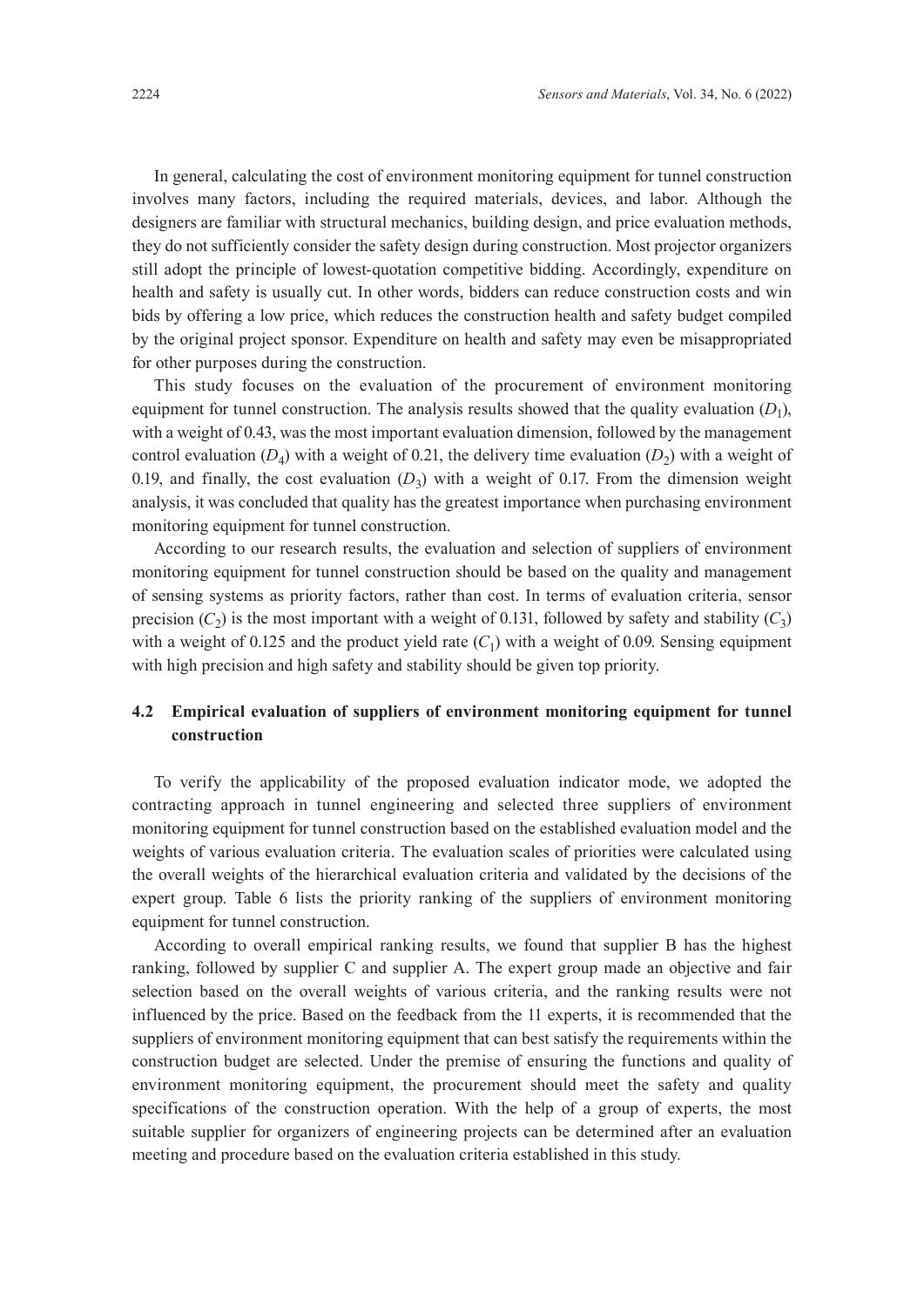In general, calculating the cost of environment monitoring equipment for tunnel construction involves many factors, including the required materials, devices, and labor. Although the designers are familiar with structural mechanics, building design, and price evaluation methods, they do not sufficiently consider the safety design during construction. Most projector organizers still adopt the principle of lowest-quotation competitive bidding. Accordingly, expenditure on health and safety is usually cut. In other words, bidders can reduce construction costs and win bids by offering a low price, which reduces the construction health and safety budget compiled by the original project sponsor. Expenditure on health and safety may even be misappropriated for other purposes during the construction.

This study focuses on the evaluation of the procurement of environment monitoring equipment for tunnel construction. The analysis results showed that the quality evaluation ($D_1$), with a weight of 0.43, was the most important evaluation dimension, followed by the management control evaluation ($D_4$) with a weight of 0.21, the delivery time evaluation ($D_2$) with a weight of 0.19, and finally, the cost evaluation ($D_3$) with a weight of 0.17. From the dimension weight analysis, it was concluded that quality has the greatest importance when purchasing environment monitoring equipment for tunnel construction.

According to our research results, the evaluation and selection of suppliers of environment monitoring equipment for tunnel construction should be based on the quality and management of sensing systems as priority factors, rather than cost. In terms of evaluation criteria, sensor precision ($C_2$) is the most important with a weight of 0.131, followed by safety and stability ($C_3$) with a weight of 0.125 and the product yield rate ($C_1$) with a weight of 0.09. Sensing equipment with high precision and high safety and stability should be given top priority.

### 4.2 Empirical evaluation of suppliers of environment monitoring equipment for tunnel construction

To verify the applicability of the proposed evaluation indicator mode, we adopted the contracting approach in tunnel engineering and selected three suppliers of environment monitoring equipment for tunnel construction based on the established evaluation model and the weights of various evaluation criteria. The evaluation scales of priorities were calculated using the overall weights of the hierarchical evaluation criteria and validated by the decisions of the expert group. Table 6 lists the priority ranking of the suppliers of environment monitoring equipment for tunnel construction.

According to overall empirical ranking results, we found that supplier B has the highest ranking, followed by supplier C and supplier A. The expert group made an objective and fair selection based on the overall weights of various criteria, and the ranking results were not influenced by the price. Based on the feedback from the 11 experts, it is recommended that the suppliers of environment monitoring equipment that can best satisfy the requirements within the construction budget are selected. Under the premise of ensuring the functions and quality of environment monitoring equipment, the procurement should meet the safety and quality specifications of the construction operation. With the help of a group of experts, the most suitable supplier for organizers of engineering projects can be determined after an evaluation meeting and procedure based on the evaluation criteria established in this study.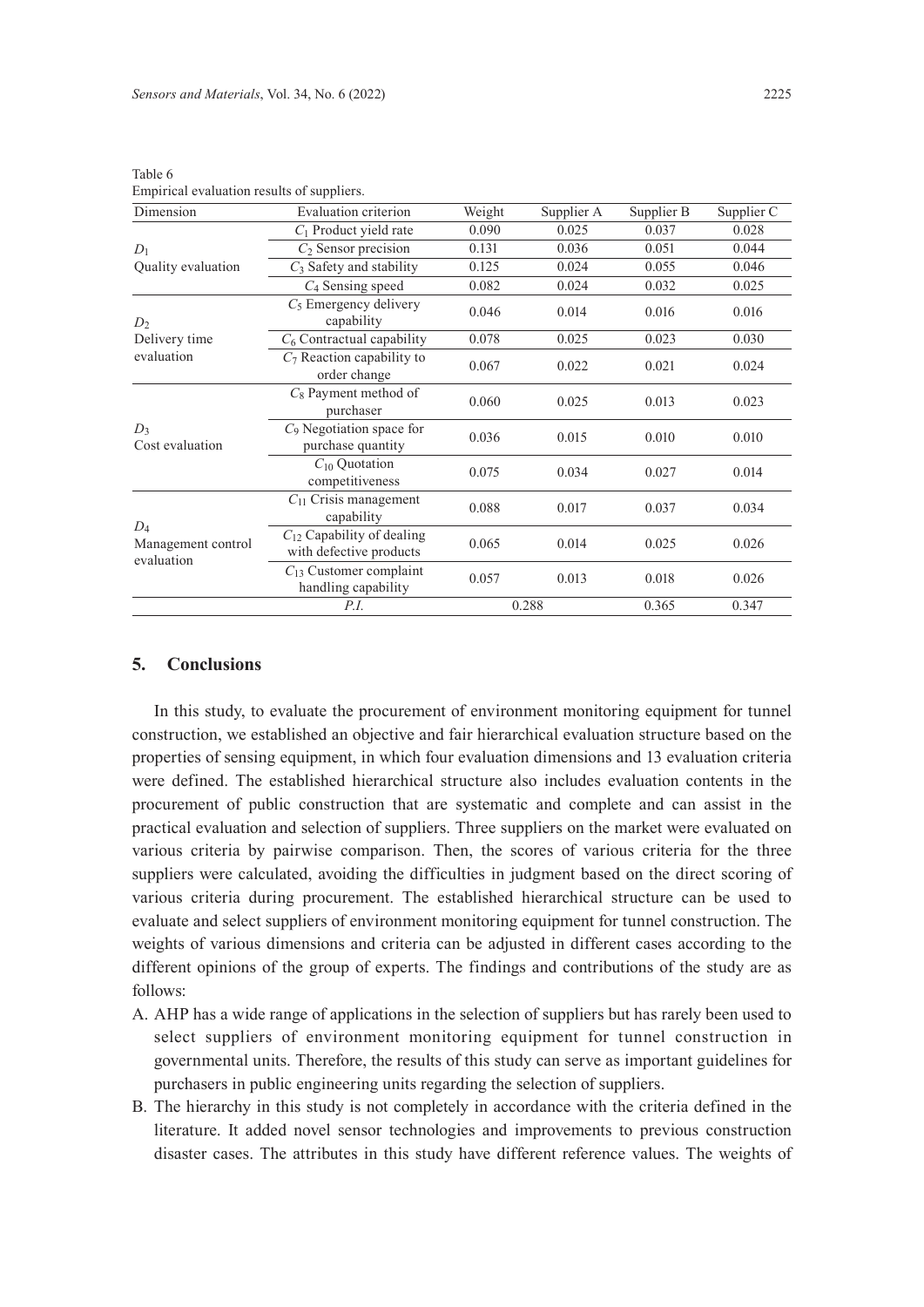Table 6
Empirical evaluation results of suppliers.

| Dimension | Evaluation criterion | Weight | Supplier A | Supplier B | Supplier C |
|---|---|---|---|---|---|
| $D_1$ Quality evaluation | $C_1$ Product yield rate | 0.090 | 0.025 | 0.037 | 0.028 |
| | $C_2$ Sensor precision | 0.131 | 0.036 | 0.051 | 0.044 |
| | $C_3$ Safety and stability | 0.125 | 0.024 | 0.055 | 0.046 |
| | $C_4$ Sensing speed | 0.082 | 0.024 | 0.032 | 0.025 |
| $D_2$ Delivery time evaluation | $C_5$ Emergency delivery capability | 0.046 | 0.014 | 0.016 | 0.016 |
| | $C_6$ Contractual capability | 0.078 | 0.025 | 0.023 | 0.030 |
| | $C_7$ Reaction capability to order change | 0.067 | 0.022 | 0.021 | 0.024 |
| $D_3$ Cost evaluation | $C_8$ Payment method of purchaser | 0.060 | 0.025 | 0.013 | 0.023 |
| | $C_9$ Negotiation space for purchase quantity | 0.036 | 0.015 | 0.010 | 0.010 |
| | $C_{10}$ Quotation competitiveness | 0.075 | 0.034 | 0.027 | 0.014 |
| $D_4$ Management control evaluation | $C_{11}$ Crisis management capability | 0.088 | 0.017 | 0.037 | 0.034 |
| | $C_{12}$ Capability of dealing with defective products | 0.065 | 0.014 | 0.025 | 0.026 |
| | $C_{13}$ Customer complaint handling capability | 0.057 | 0.013 | 0.018 | 0.026 |
| | *P.I.* | | 0.288 | 0.365 | 0.347 |

## 5. Conclusions

In this study, to evaluate the procurement of environment monitoring equipment for tunnel construction, we established an objective and fair hierarchical evaluation structure based on the properties of sensing equipment, in which four evaluation dimensions and 13 evaluation criteria were defined. The established hierarchical structure also includes evaluation contents in the procurement of public construction that are systematic and complete and can assist in the practical evaluation and selection of suppliers. Three suppliers on the market were evaluated on various criteria by pairwise comparison. Then, the scores of various criteria for the three suppliers were calculated, avoiding the difficulties in judgment based on the direct scoring of various criteria during procurement. The established hierarchical structure can be used to evaluate and select suppliers of environment monitoring equipment for tunnel construction. The weights of various dimensions and criteria can be adjusted in different cases according to the different opinions of the group of experts. The findings and contributions of the study are as follows:

A. AHP has a wide range of applications in the selection of suppliers but has rarely been used to select suppliers of environment monitoring equipment for tunnel construction in governmental units. Therefore, the results of this study can serve as important guidelines for purchasers in public engineering units regarding the selection of suppliers.
B. The hierarchy in this study is not completely in accordance with the criteria defined in the literature. It added novel sensor technologies and improvements to previous construction disaster cases. The attributes in this study have different reference values. The weights of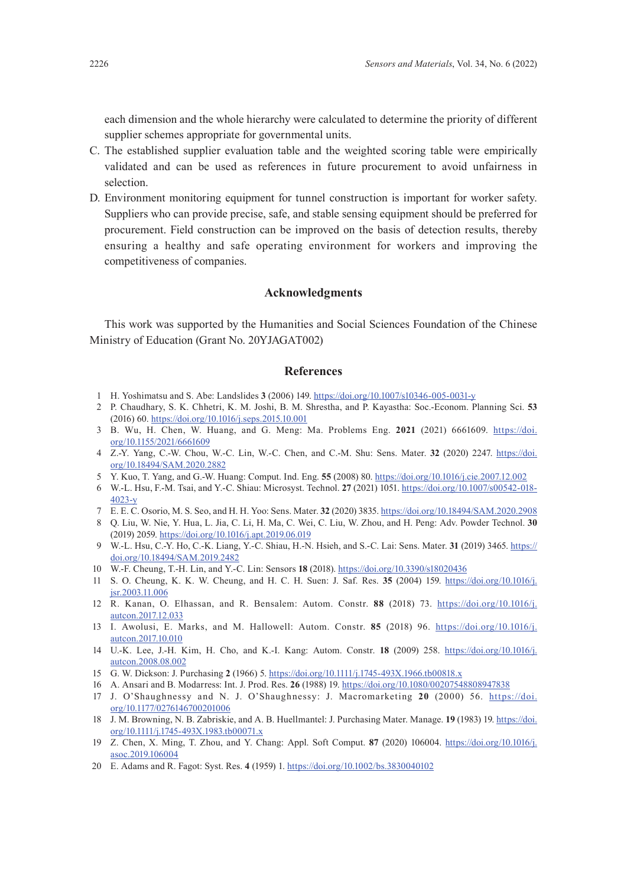each dimension and the whole hierarchy were calculated to determine the priority of different supplier schemes appropriate for governmental units.

C. The established supplier evaluation table and the weighted scoring table were empirically validated and can be used as references in future procurement to avoid unfairness in selection.

D. Environment monitoring equipment for tunnel construction is important for worker safety. Suppliers who can provide precise, safe, and stable sensing equipment should be preferred for procurement. Field construction can be improved on the basis of detection results, thereby ensuring a healthy and safe operating environment for workers and improving the competitiveness of companies.

## Acknowledgments

This work was supported by the Humanities and Social Sciences Foundation of the Chinese Ministry of Education (Grant No. 20YJAGAT002)

## References

1. H. Yoshimatsu and S. Abe: Landslides **3** (2006) 149. https://doi.org/10.1007/s10346-005-0031-y
2. P. Chaudhary, S. K. Chhetri, K. M. Joshi, B. M. Shrestha, and P. Kayastha: Soc.-Econom. Planning Sci. **53** (2016) 60. https://doi.org/10.1016/j.seps.2015.10.001
3. B. Wu, H. Chen, W. Huang, and G. Meng: Ma. Problems Eng. **2021** (2021) 6661609. https://doi.org/10.1155/2021/6661609
4. Z.-Y. Yang, C.-W. Chou, W.-C. Lin, W.-C. Chen, and C.-M. Shu: Sens. Mater. **32** (2020) 2247. https://doi.org/10.18494/SAM.2020.2882
5. Y. Kuo, T. Yang, and G.-W. Huang: Comput. Ind. Eng. **55** (2008) 80. https://doi.org/10.1016/j.cie.2007.12.002
6. W.-L. Hsu, F.-M. Tsai, and Y.-C. Shiau: Microsyst. Technol. **27** (2021) 1051. https://doi.org/10.1007/s00542-018-4023-y
7. E. E. C. Osorio, M. S. Seo, and H. H. Yoo: Sens. Mater. **32** (2020) 3835. https://doi.org/10.18494/SAM.2020.2908
8. Q. Liu, W. Nie, Y. Hua, L. Jia, C. Li, H. Ma, C. Wei, C. Liu, W. Zhou, and H. Peng: Adv. Powder Technol. **30** (2019) 2059. https://doi.org/10.1016/j.apt.2019.06.019
9. W.-L. Hsu, C.-Y. Ho, C.-K. Liang, Y.-C. Shiau, H.-N. Hsieh, and S.-C. Lai: Sens. Mater. **31** (2019) 3465. https://doi.org/10.18494/SAM.2019.2482
10. W.-F. Cheung, T.-H. Lin, and Y.-C. Lin: Sensors **18** (2018). https://doi.org/10.3390/s18020436
11. S. O. Cheung, K. K. W. Cheung, and H. C. H. Suen: J. Saf. Res. **35** (2004) 159. https://doi.org/10.1016/j.jsr.2003.11.006
12. R. Kanan, O. Elhassan, and R. Bensalem: Autom. Constr. **88** (2018) 73. https://doi.org/10.1016/j.autcon.2017.12.033
13. I. Awolusi, E. Marks, and M. Hallowell: Autom. Constr. **85** (2018) 96. https://doi.org/10.1016/j.autcon.2017.10.010
14. U.-K. Lee, J.-H. Kim, H. Cho, and K.-I. Kang: Autom. Constr. **18** (2009) 258. https://doi.org/10.1016/j.autcon.2008.08.002
15. G. W. Dickson: J. Purchasing **2** (1966) 5. https://doi.org/10.1111/j.1745-493X.1966.tb00818.x
16. A. Ansari and B. Modarress: Int. J. Prod. Res. **26** (1988) 19. https://doi.org/10.1080/00207548808947838
17. J. O'Shaughnessy and N. J. O'Shaughnessy: J. Macromarketing **20** (2000) 56. https://doi.org/10.1177/0276146700201006
18. J. M. Browning, N. B. Zabriskie, and A. B. Huellmantel: J. Purchasing Mater. Manage. **19** (1983) 19. https://doi.org/10.1111/j.1745-493X.1983.tb00071.x
19. Z. Chen, X. Ming, T. Zhou, and Y. Chang: Appl. Soft Comput. **87** (2020) 106004. https://doi.org/10.1016/j.asoc.2019.106004
20. E. Adams and R. Fagot: Syst. Res. **4** (1959) 1. https://doi.org/10.1002/bs.3830040102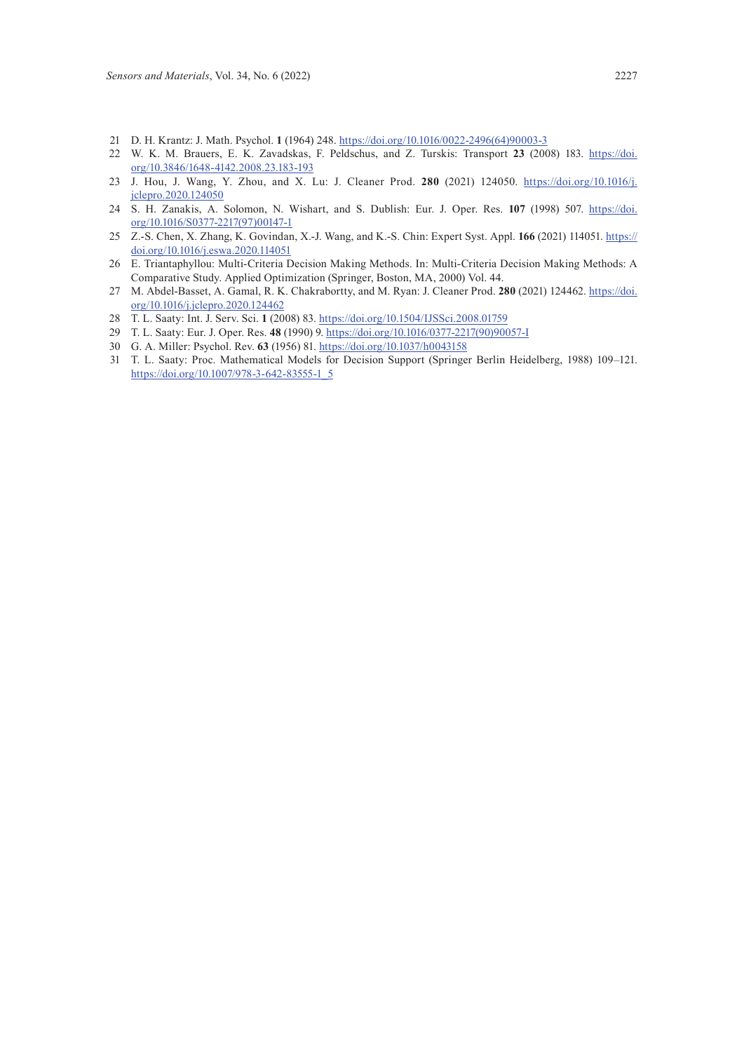21 D. H. Krantz: J. Math. Psychol. **1** (1964) 248. https://doi.org/10.1016/0022-2496(64)90003-3

22 W. K. M. Brauers, E. K. Zavadskas, F. Peldschus, and Z. Turskis: Transport **23** (2008) 183. https://doi.org/10.3846/1648-4142.2008.23.183-193

23 J. Hou, J. Wang, Y. Zhou, and X. Lu: J. Cleaner Prod. **280** (2021) 124050. https://doi.org/10.1016/j.jclepro.2020.124050

24 S. H. Zanakis, A. Solomon, N. Wishart, and S. Dublish: Eur. J. Oper. Res. **107** (1998) 507. https://doi.org/10.1016/S0377-2217(97)00147-1

25 Z.-S. Chen, X. Zhang, K. Govindan, X.-J. Wang, and K.-S. Chin: Expert Syst. Appl. **166** (2021) 114051. https://doi.org/10.1016/j.eswa.2020.114051

26 E. Triantaphyllou: Multi-Criteria Decision Making Methods. In: Multi-Criteria Decision Making Methods: A Comparative Study. Applied Optimization (Springer, Boston, MA, 2000) Vol. 44.

27 M. Abdel-Basset, A. Gamal, R. K. Chakrabortty, and M. Ryan: J. Cleaner Prod. **280** (2021) 124462. https://doi.org/10.1016/j.jclepro.2020.124462

28 T. L. Saaty: Int. J. Serv. Sci. **1** (2008) 83. https://doi.org/10.1504/IJSSci.2008.01759

29 T. L. Saaty: Eur. J. Oper. Res. **48** (1990) 9. https://doi.org/10.1016/0377-2217(90)90057-I

30 G. A. Miller: Psychol. Rev. **63** (1956) 81. https://doi.org/10.1037/h0043158

31 T. L. Saaty: Proc. Mathematical Models for Decision Support (Springer Berlin Heidelberg, 1988) 109–121. https://doi.org/10.1007/978-3-642-83555-1_5